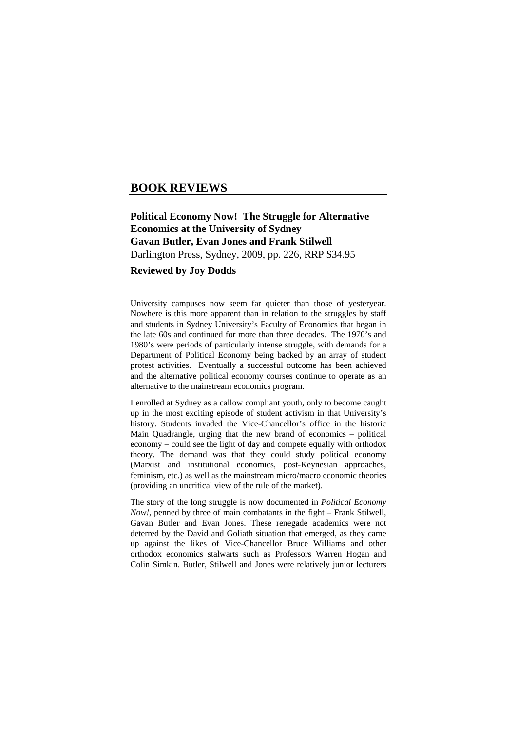# BOOK REVIEWS

**Political Economy Now! The Struggle for Alternative Economics at the University of Sydney**
**Gavan Butler, Evan Jones and Frank Stilwell**
Darlington Press, Sydney, 2009, pp. 226, RRP $34.95

**Reviewed by Joy Dodds**

University campuses now seem far quieter than those of yesteryear. Nowhere is this more apparent than in relation to the struggles by staff and students in Sydney University's Faculty of Economics that began in the late 60s and continued for more than three decades. The 1970's and 1980's were periods of particularly intense struggle, with demands for a Department of Political Economy being backed by an array of student protest activities. Eventually a successful outcome has been achieved and the alternative political economy courses continue to operate as an alternative to the mainstream economics program.

I enrolled at Sydney as a callow compliant youth, only to become caught up in the most exciting episode of student activism in that University's history. Students invaded the Vice-Chancellor's office in the historic Main Quadrangle, urging that the new brand of economics – political economy – could see the light of day and compete equally with orthodox theory. The demand was that they could study political economy (Marxist and institutional economics, post-Keynesian approaches, feminism, etc.) as well as the mainstream micro/macro economic theories (providing an uncritical view of the rule of the market).

The story of the long struggle is now documented in *Political Economy Now!*, penned by three of main combatants in the fight – Frank Stilwell, Gavan Butler and Evan Jones. These renegade academics were not deterred by the David and Goliath situation that emerged, as they came up against the likes of Vice-Chancellor Bruce Williams and other orthodox economics stalwarts such as Professors Warren Hogan and Colin Simkin. Butler, Stilwell and Jones were relatively junior lecturers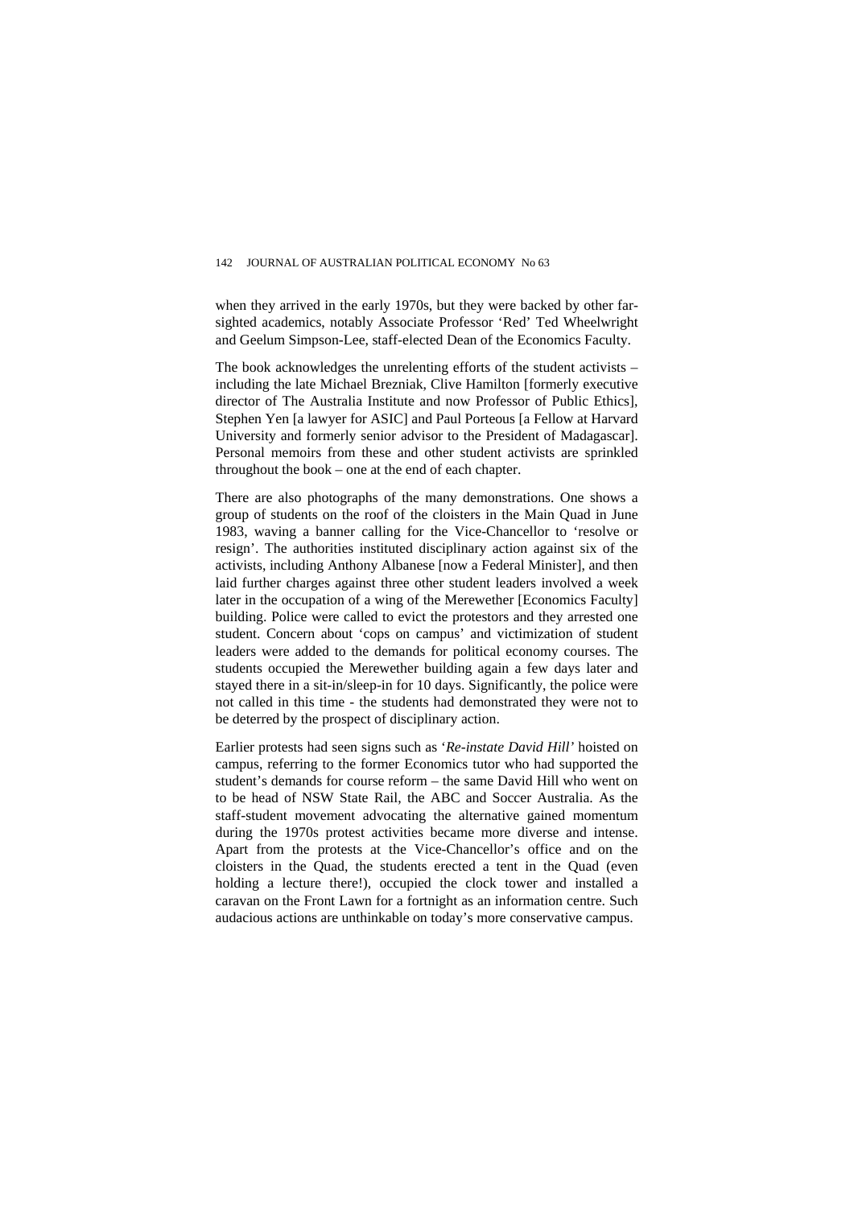when they arrived in the early 1970s, but they were backed by other far-sighted academics, notably Associate Professor 'Red' Ted Wheelwright and Geelum Simpson-Lee, staff-elected Dean of the Economics Faculty.

The book acknowledges the unrelenting efforts of the student activists – including the late Michael Brezniak, Clive Hamilton [formerly executive director of The Australia Institute and now Professor of Public Ethics], Stephen Yen [a lawyer for ASIC] and Paul Porteous [a Fellow at Harvard University and formerly senior advisor to the President of Madagascar]. Personal memoirs from these and other student activists are sprinkled throughout the book – one at the end of each chapter.

There are also photographs of the many demonstrations. One shows a group of students on the roof of the cloisters in the Main Quad in June 1983, waving a banner calling for the Vice-Chancellor to 'resolve or resign'. The authorities instituted disciplinary action against six of the activists, including Anthony Albanese [now a Federal Minister], and then laid further charges against three other student leaders involved a week later in the occupation of a wing of the Merewether [Economics Faculty] building. Police were called to evict the protestors and they arrested one student. Concern about 'cops on campus' and victimization of student leaders were added to the demands for political economy courses. The students occupied the Merewether building again a few days later and stayed there in a sit-in/sleep-in for 10 days. Significantly, the police were not called in this time - the students had demonstrated they were not to be deterred by the prospect of disciplinary action.

Earlier protests had seen signs such as '*Re-instate David Hill*' hoisted on campus, referring to the former Economics tutor who had supported the student's demands for course reform – the same David Hill who went on to be head of NSW State Rail, the ABC and Soccer Australia. As the staff-student movement advocating the alternative gained momentum during the 1970s protest activities became more diverse and intense. Apart from the protests at the Vice-Chancellor's office and on the cloisters in the Quad, the students erected a tent in the Quad (even holding a lecture there!), occupied the clock tower and installed a caravan on the Front Lawn for a fortnight as an information centre. Such audacious actions are unthinkable on today's more conservative campus.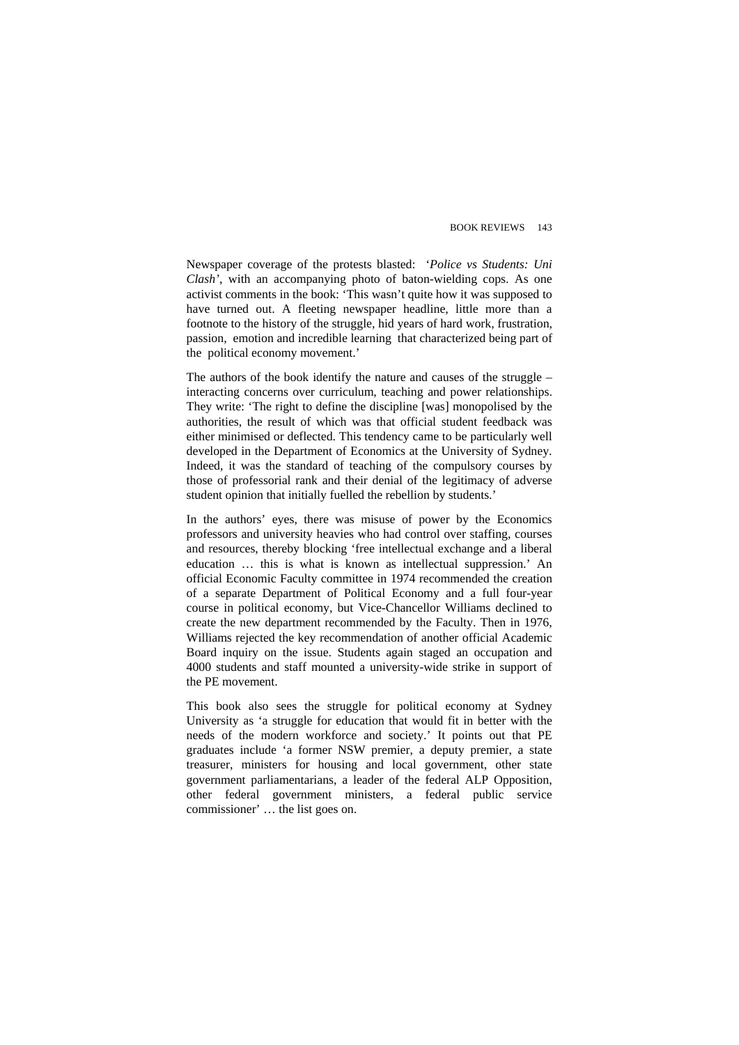Newspaper coverage of the protests blasted: *'Police vs Students: Uni Clash'*, with an accompanying photo of baton-wielding cops. As one activist comments in the book: 'This wasn't quite how it was supposed to have turned out. A fleeting newspaper headline, little more than a footnote to the history of the struggle, hid years of hard work, frustration, passion, emotion and incredible learning that characterized being part of the political economy movement.'

The authors of the book identify the nature and causes of the struggle – interacting concerns over curriculum, teaching and power relationships. They write: 'The right to define the discipline [was] monopolised by the authorities, the result of which was that official student feedback was either minimised or deflected. This tendency came to be particularly well developed in the Department of Economics at the University of Sydney. Indeed, it was the standard of teaching of the compulsory courses by those of professorial rank and their denial of the legitimacy of adverse student opinion that initially fuelled the rebellion by students.'

In the authors' eyes, there was misuse of power by the Economics professors and university heavies who had control over staffing, courses and resources, thereby blocking 'free intellectual exchange and a liberal education … this is what is known as intellectual suppression.' An official Economic Faculty committee in 1974 recommended the creation of a separate Department of Political Economy and a full four-year course in political economy, but Vice-Chancellor Williams declined to create the new department recommended by the Faculty. Then in 1976, Williams rejected the key recommendation of another official Academic Board inquiry on the issue. Students again staged an occupation and 4000 students and staff mounted a university-wide strike in support of the PE movement.

This book also sees the struggle for political economy at Sydney University as 'a struggle for education that would fit in better with the needs of the modern workforce and society.' It points out that PE graduates include 'a former NSW premier, a deputy premier, a state treasurer, ministers for housing and local government, other state government parliamentarians, a leader of the federal ALP Opposition, other federal government ministers, a federal public service commissioner' … the list goes on.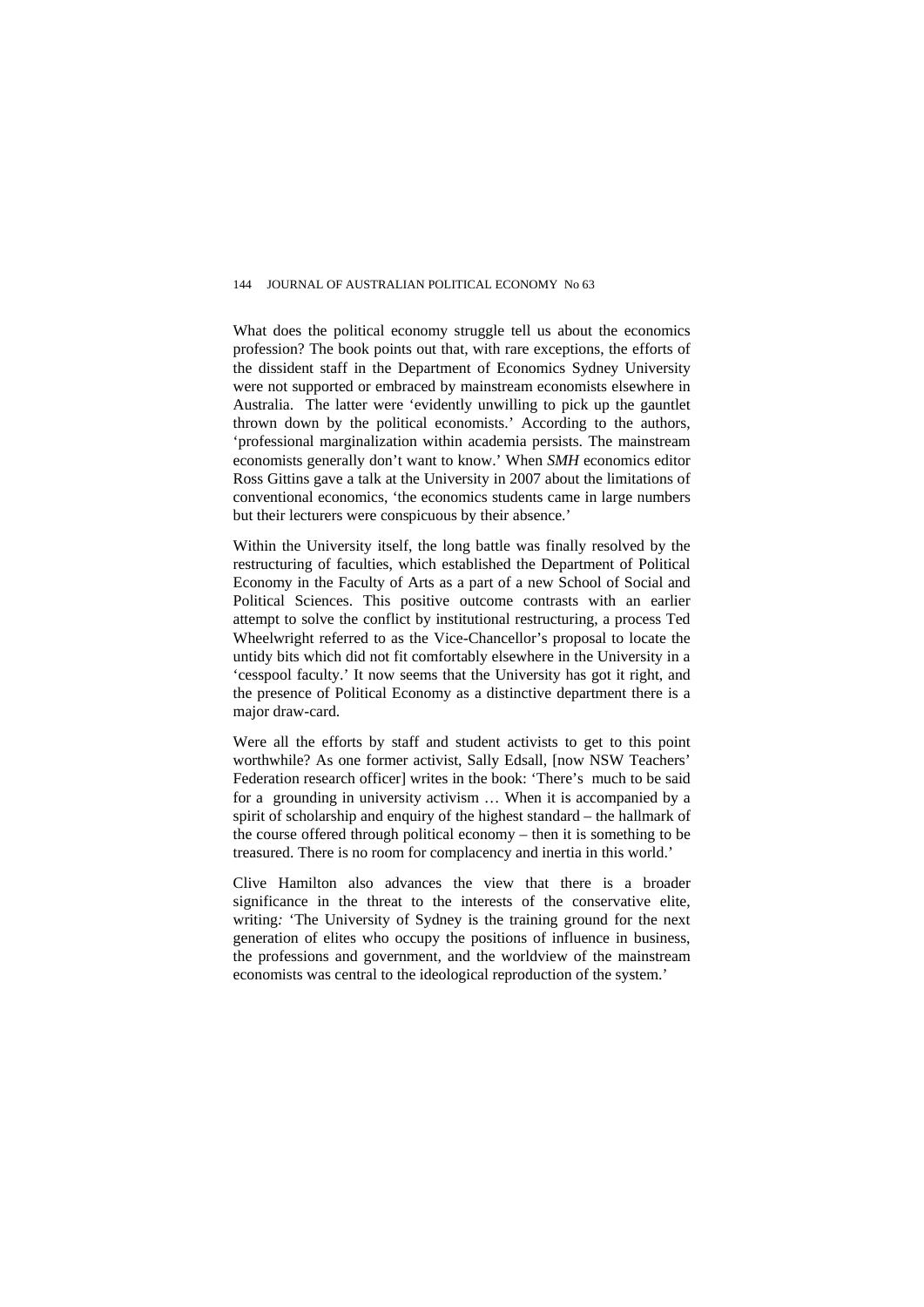What does the political economy struggle tell us about the economics profession? The book points out that, with rare exceptions, the efforts of the dissident staff in the Department of Economics Sydney University were not supported or embraced by mainstream economists elsewhere in Australia. The latter were 'evidently unwilling to pick up the gauntlet thrown down by the political economists.' According to the authors, 'professional marginalization within academia persists. The mainstream economists generally don't want to know.' When *SMH* economics editor Ross Gittins gave a talk at the University in 2007 about the limitations of conventional economics, 'the economics students came in large numbers but their lecturers were conspicuous by their absence.'

Within the University itself, the long battle was finally resolved by the restructuring of faculties, which established the Department of Political Economy in the Faculty of Arts as a part of a new School of Social and Political Sciences. This positive outcome contrasts with an earlier attempt to solve the conflict by institutional restructuring, a process Ted Wheelwright referred to as the Vice-Chancellor's proposal to locate the untidy bits which did not fit comfortably elsewhere in the University in a 'cesspool faculty.' It now seems that the University has got it right, and the presence of Political Economy as a distinctive department there is a major draw-card.

Were all the efforts by staff and student activists to get to this point worthwhile? As one former activist, Sally Edsall, [now NSW Teachers' Federation research officer] writes in the book: 'There's much to be said for a grounding in university activism … When it is accompanied by a spirit of scholarship and enquiry of the highest standard – the hallmark of the course offered through political economy – then it is something to be treasured. There is no room for complacency and inertia in this world.'

Clive Hamilton also advances the view that there is a broader significance in the threat to the interests of the conservative elite, writing: 'The University of Sydney is the training ground for the next generation of elites who occupy the positions of influence in business, the professions and government, and the worldview of the mainstream economists was central to the ideological reproduction of the system.'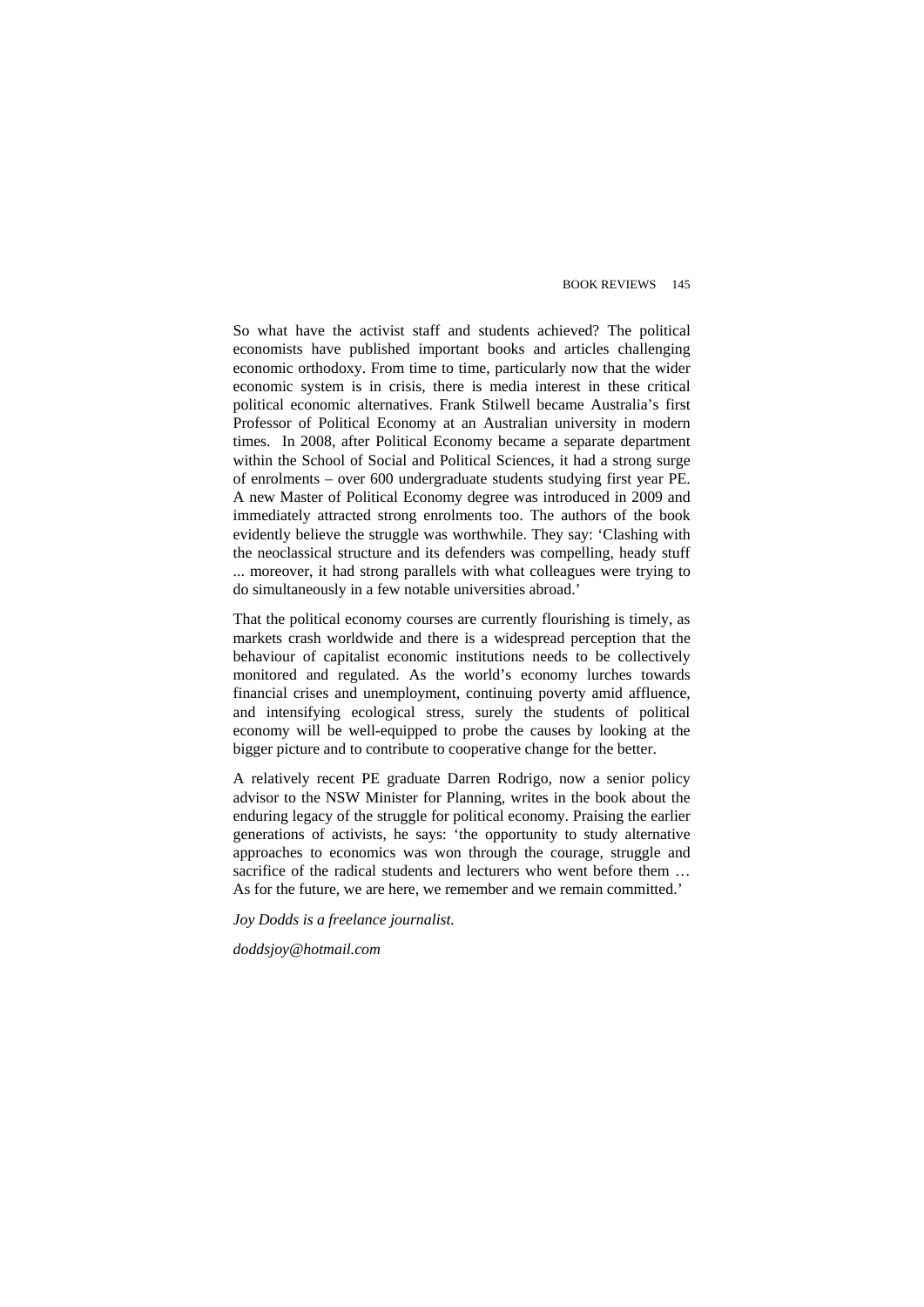So what have the activist staff and students achieved? The political economists have published important books and articles challenging economic orthodoxy. From time to time, particularly now that the wider economic system is in crisis, there is media interest in these critical political economic alternatives. Frank Stilwell became Australia's first Professor of Political Economy at an Australian university in modern times. In 2008, after Political Economy became a separate department within the School of Social and Political Sciences, it had a strong surge of enrolments – over 600 undergraduate students studying first year PE. A new Master of Political Economy degree was introduced in 2009 and immediately attracted strong enrolments too. The authors of the book evidently believe the struggle was worthwhile. They say: 'Clashing with the neoclassical structure and its defenders was compelling, heady stuff ... moreover, it had strong parallels with what colleagues were trying to do simultaneously in a few notable universities abroad.'

That the political economy courses are currently flourishing is timely, as markets crash worldwide and there is a widespread perception that the behaviour of capitalist economic institutions needs to be collectively monitored and regulated. As the world's economy lurches towards financial crises and unemployment, continuing poverty amid affluence, and intensifying ecological stress, surely the students of political economy will be well-equipped to probe the causes by looking at the bigger picture and to contribute to cooperative change for the better.

A relatively recent PE graduate Darren Rodrigo, now a senior policy advisor to the NSW Minister for Planning, writes in the book about the enduring legacy of the struggle for political economy. Praising the earlier generations of activists, he says: 'the opportunity to study alternative approaches to economics was won through the courage, struggle and sacrifice of the radical students and lecturers who went before them … As for the future, we are here, we remember and we remain committed.'

*Joy Dodds is a freelance journalist.*

*doddsjoy@hotmail.com*